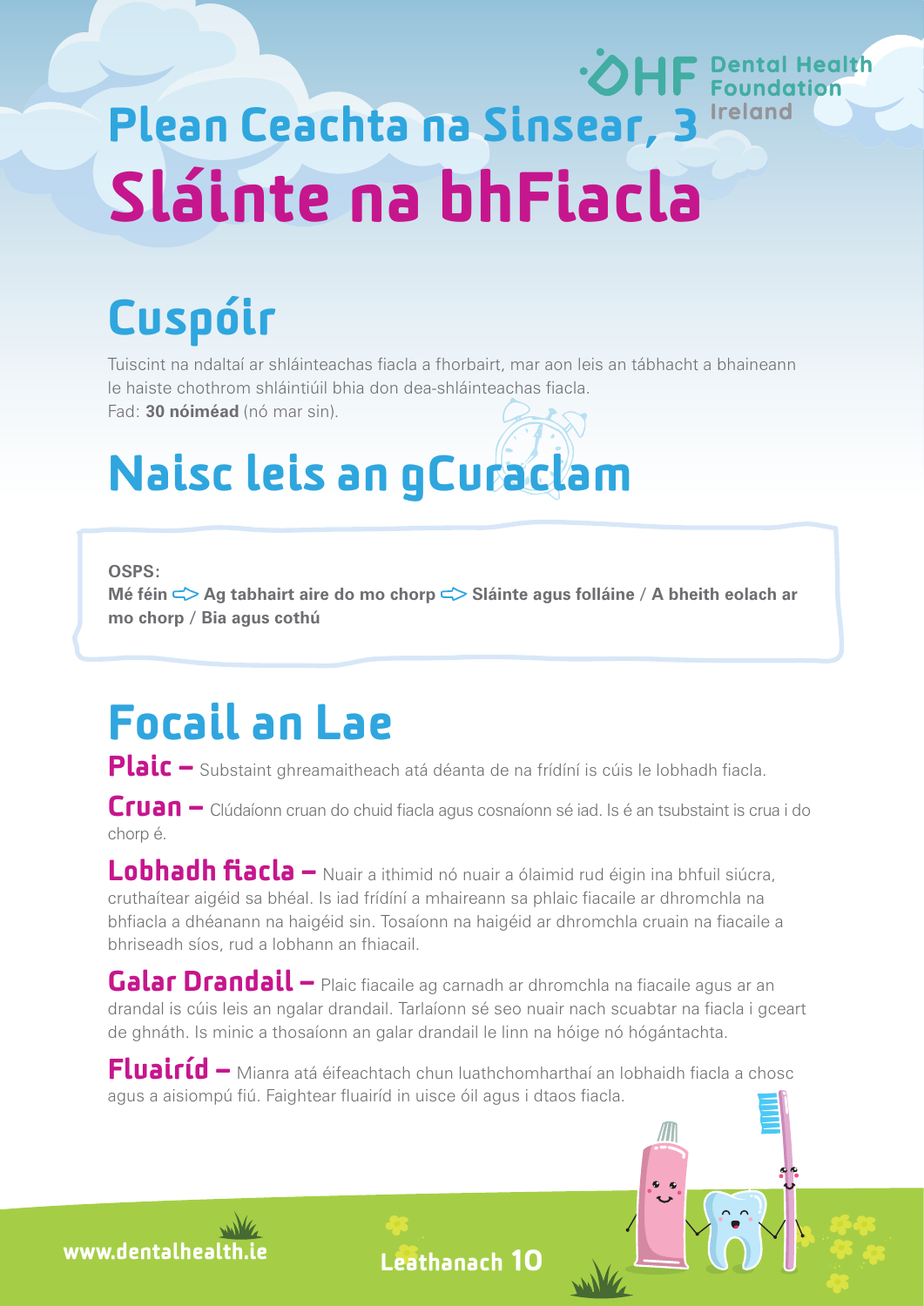# Plean Ceachta na Sinsear, 3

# Sláinte na bhFiacla

## Cuspóir

Tuiscint na ndaltaí ar shláinteachas fiacla a fhorbairt, mar aon leis an tábhacht a bhaineann le haiste chothrom shláintiúil bhia don dea-shláinteachas fiacla.
Fad: **30 nóiméad** (nó mar sin).

## Naisc leis an gCuraclam

**OSPS:**
**Mé féin ⇨ Ag tabhairt aire do mo chorp ⇨ Sláinte agus folláine / A bheith eolach ar mo chorp / Bia agus cothú**

## Focail an Lae

**Plaic –** Substaint ghreamaitheach atá déanta de na frídíní is cúis le lobhadh fiacla.

**Cruan –** Clúdaíonn cruan do chuid fiacla agus cosnaíonn sé iad. Is é an tsubstaint is crua i do chorp é.

**Lobhadh fiacla –** Nuair a ithimid nó nuair a ólaimid rud éigin ina bhfuil siúcra, cruthaítear aigéid sa bhéal. Is iad frídíní a mhaireann sa phlaic fiacaile ar dhromchla na bhfiacla a dhéanann na haigéid sin. Tosaíonn na haigéid ar dhromchla cruain na fiacaile a bhriseadh síos, rud a lobhann an fhiacail.

**Galar Drandail –** Plaic fiacaile ag carnadh ar dhromchla na fiacaile agus ar an drandal is cúis leis an ngalar drandail. Tarlaíonn sé seo nuair nach scuabtar na fiacla i gceart de ghnáth. Is minic a thosaíonn an galar drandail le linn na hóige nó hógántachta.

**Fluairíd –** Mianra atá éifeachtach chun luathchomharthaí an lobhaidh fiacla a chosc agus a aisiompú fiú. Faightear fluairíd in uisce óil agus i dtaos fiacla.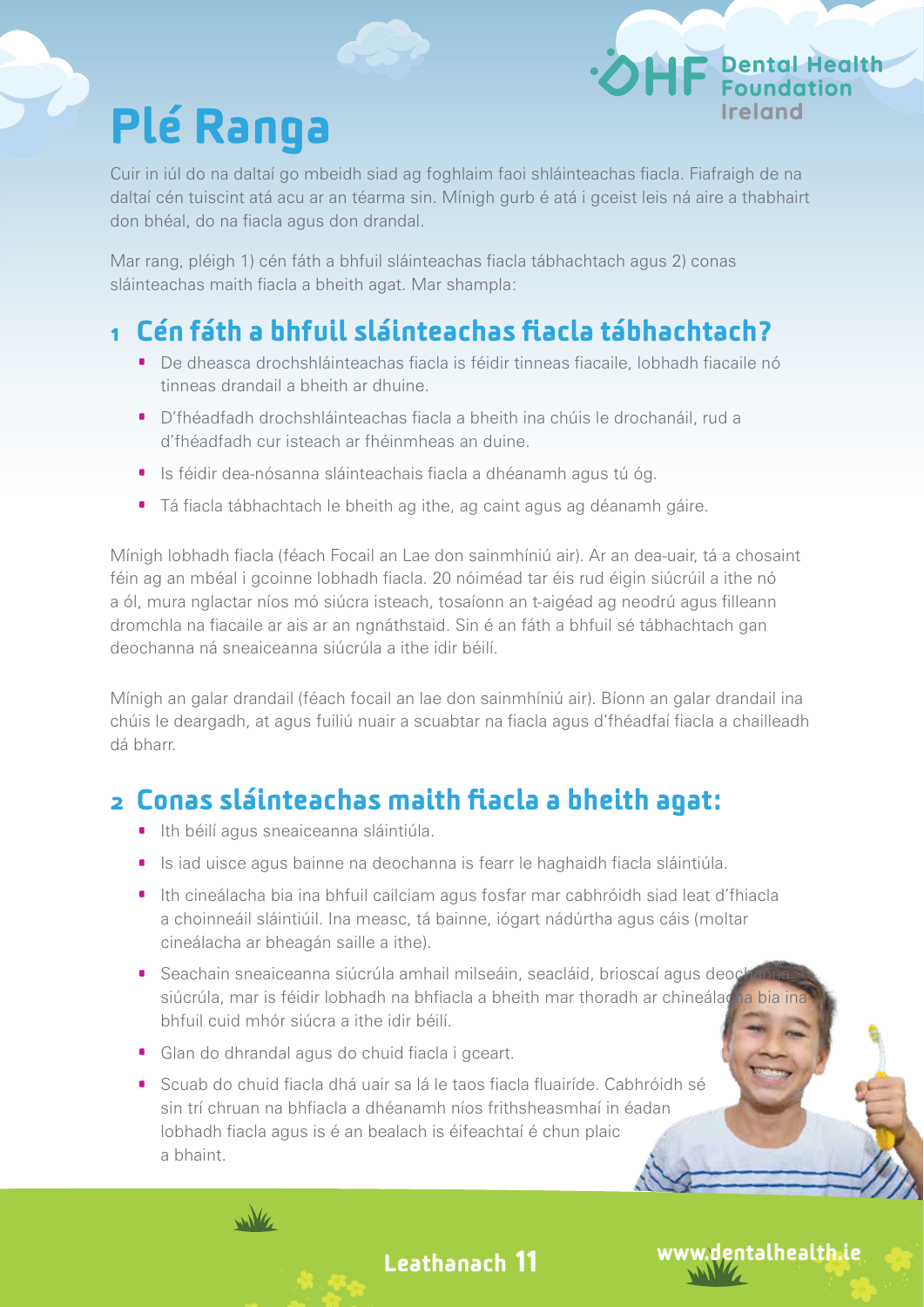# Plé Ranga

Cuir in iúl do na daltaí go mbeidh siad ag foghlaim faoi shláinteachas fiacla. Fiafraigh de na daltaí cén tuiscint atá acu ar an téarma sin. Mínigh gurb é atá i gceist leis ná aire a thabhairt don bhéal, do na fiacla agus don drandal.

Mar rang, pléigh 1) cén fáth a bhfuil sláinteachas fiacla tábhachtach agus 2) conas sláinteachas maith fiacla a bheith agat. Mar shampla:

## 1 Cén fáth a bhfuil sláinteachas fiacla tábhachtach?

- De dheasca drochshláinteachas fiacla is féidir tinneas fiacaile, lobhadh fiacaile nó tinneas drandail a bheith ar dhuine.
- D'fhéadfadh drochshláinteachas fiacla a bheith ina chúis le drochanáil, rud a d'fhéadfadh cur isteach ar fhéinmheas an duine.
- Is féidir dea-nósanna sláinteachais fiacla a dhéanamh agus tú óg.
- Tá fiacla tábhachtach le bheith ag ithe, ag caint agus ag déanamh gáire.

Mínigh lobhadh fiacla (féach Focail an Lae don sainmhíniú air). Ar an dea-uair, tá a chosaint féin ag an mbéal i gcoinne lobhadh fiacla. 20 nóiméad tar éis rud éigin siúcrúil a ithe nó a ól, mura nglactar níos mó siúcra isteach, tosaíonn an t-aigéad ag neodrú agus filleann dromchla na fiacaile ar ais ar an ngnáthstaid. Sin é an fáth a bhfuil sé tábhachtach gan deochanna ná sneaiceanna siúcrúla a ithe idir béilí.

Mínigh an galar drandail (féach focail an lae don sainmhíniú air). Bíonn an galar drandail ina chúis le deargadh, at agus fuiliú nuair a scuabtar na fiacla agus d'fhéadfaí fiacla a chailleadh dá bharr.

## 2 Conas sláinteachas maith fiacla a bheith agat:

- Ith béilí agus sneaiceanna sláintiúla.
- Is iad uisce agus bainne na deochanna is fearr le haghaidh fiacla sláintiúla.
- Ith cineálacha bia ina bhfuil cailciam agus fosfar mar cabhróidh siad leat d'fhiacla a choinneáil sláintiúil. Ina measc, tá bainne, iógart nádúrtha agus cáis (moltar cineálacha ar bheagán saille a ithe).
- Seachain sneaiceanna siúcrúla amhail milseáin, seacláid, brioscaí agus deochanna siúcrúla, mar is féidir lobhadh na bhfiacla a bheith mar thoradh ar chineálacha bia ina bhfuil cuid mhór siúcra a ithe idir béilí.
- Glan do dhrandal agus do chuid fiacla i gceart.
- Scuab do chuid fiacla dhá uair sa lá le taos fiacla fluairíde. Cabhróidh sé sin trí chruan na bhfiacla a dhéanamh níos frithsheasmhaí in éadan lobhadh fiacla agus is é an bealach is éifeachtaí é chun plaic a bhaint.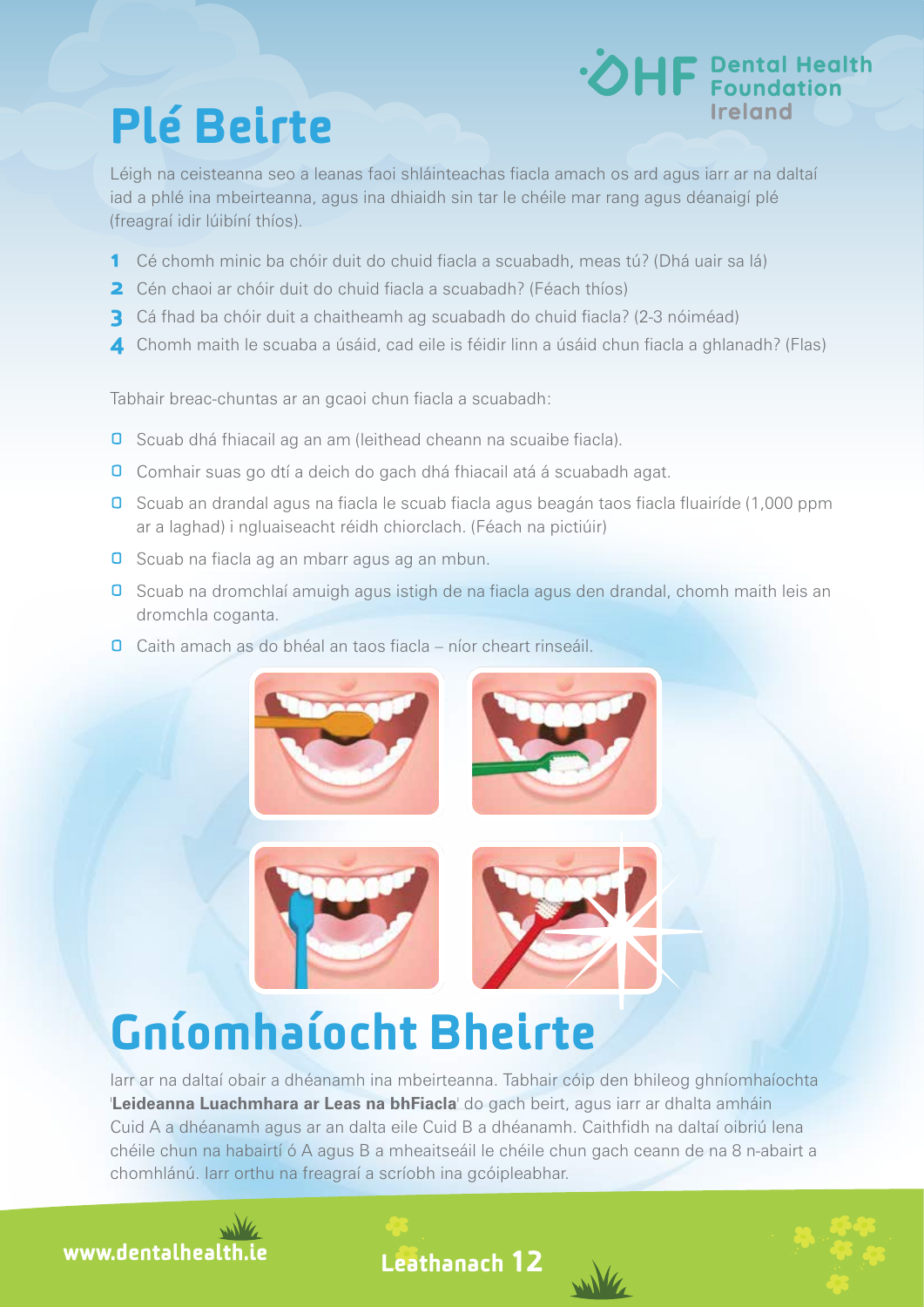# Plé Beirte

Léigh na ceisteanna seo a leanas faoi shláinteachas fiacla amach os ard agus iarr ar na daltaí iad a phlé ina mbeirteanna, agus ina dhiaidh sin tar le chéile mar rang agus déanaigí plé (freagraí idir lúibíní thíos).

1. Cé chomh minic ba chóir duit do chuid fiacla a scuabadh, meas tú? (Dhá uair sa lá)
2. Cén chaoi ar chóir duit do chuid fiacla a scuabadh? (Féach thíos)
3. Cá fhad ba chóir duit a chaitheamh ag scuabadh do chuid fiacla? (2-3 nóiméad)
4. Chomh maith le scuaba a úsáid, cad eile is féidir linn a úsáid chun fiacla a ghlanadh? (Flas)

Tabhair breac-chuntas ar an gcaoi chun fiacla a scuabadh:

- Scuab dhá fhiacail ag an am (leithead cheann na scuaibe fiacla).
- Comhair suas go dtí a deich do gach dhá fhiacail atá á scuabadh agat.
- Scuab an drandal agus na fiacla le scuab fiacla agus beagán taos fiacla fluairíde (1,000 ppm ar a laghad) i ngluaiseacht réidh chiorclach. (Féach na pictiúir)
- Scuab na fiacla ag an mbarr agus ag an mbun.
- Scuab na dromchlaí amuigh agus istigh de na fiacla agus den drandal, chomh maith leis an dromchla coganta.
- Caith amach as do bhéal an taos fiacla – níor cheart rinseáil.

# Gníomhaíocht Bheirte

Iarr ar na daltaí obair a dhéanamh ina mbeirteanna. Tabhair cóip den bhileog ghníomhaíochta '**Leideanna Luachmhara ar Leas na bhFiacla**' do gach beirt, agus iarr ar dhalta amháin Cuid A a dhéanamh agus ar an dalta eile Cuid B a dhéanamh. Caithfidh na daltaí oibriú lena chéile chun na habairtí ó A agus B a mheaitseáil le chéile chun gach ceann de na 8 n-abairt a chomhlánú. Iarr orthu na freagraí a scríobh ina gcóipleabhar.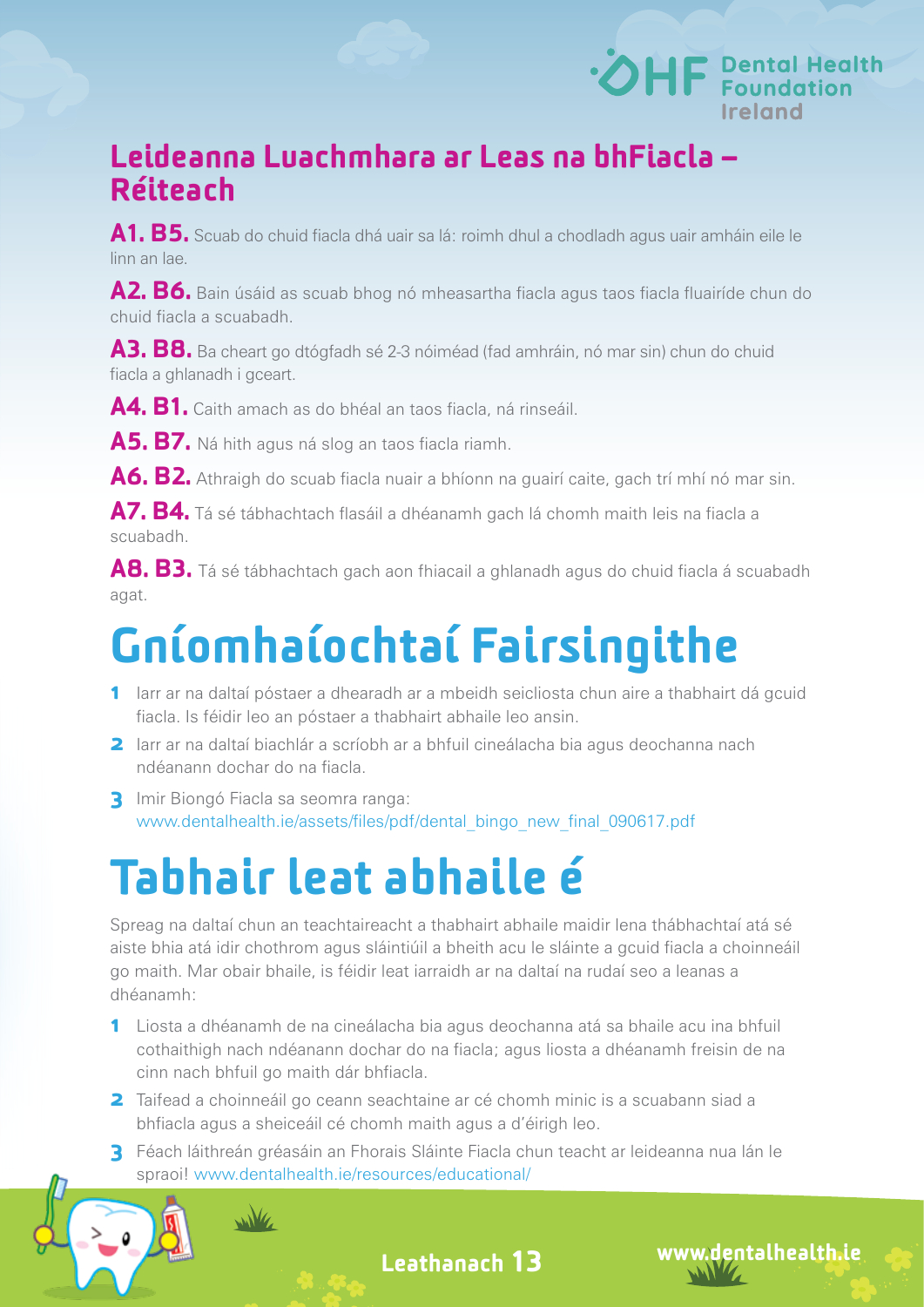## Leideanna Luachmhara ar Leas na bhFiacla – Réiteach

**A1. B5.** Scuab do chuid fiacla dhá uair sa lá: roimh dhul a chodladh agus uair amháin eile le linn an lae.

**A2. B6.** Bain úsáid as scuab bhog nó mheasartha fiacla agus taos fiacla fluairíde chun do chuid fiacla a scuabadh.

**A3. B8.** Ba cheart go dtógfadh sé 2-3 nóiméad (fad amhráin, nó mar sin) chun do chuid fiacla a ghlanadh i gceart.

**A4. B1.** Caith amach as do bhéal an taos fiacla, ná rinseáil.

**A5. B7.** Ná hith agus ná slog an taos fiacla riamh.

**A6. B2.** Athraigh do scuab fiacla nuair a bhíonn na guairí caite, gach trí mhí nó mar sin.

**A7. B4.** Tá sé tábhachtach flasáil a dhéanamh gach lá chomh maith leis na fiacla a scuabadh.

**A8. B3.** Tá sé tábhachtach gach aon fhiacail a ghlanadh agus do chuid fiacla á scuabadh agat.

# Gníomhaíochtaí Fairsingithe

1. Iarr ar na daltaí póstaer a dhearadh ar a mbeidh seicliosta chun aire a thabhairt dá gcuid fiacla. Is féidir leo an póstaer a thabhairt abhaile leo ansin.
2. Iarr ar na daltaí biachlár a scríobh ar a bhfuil cineálacha bia agus deochanna nach ndéanann dochar do na fiacla.
3. Imir Biongó Fiacla sa seomra ranga: www.dentalhealth.ie/assets/files/pdf/dental_bingo_new_final_090617.pdf

# Tabhair leat abhaile é

Spreag na daltaí chun an teachtaireacht a thabhairt abhaile maidir lena thábhachtaí atá sé aiste bhia atá idir chothrom agus sláintiúil a bheith acu le sláinte a gcuid fiacla a choinneáil go maith. Mar obair bhaile, is féidir leat iarraidh ar na daltaí na rudaí seo a leanas a dhéanamh:

1. Liosta a dhéanamh de na cineálacha bia agus deochanna atá sa bhaile acu ina bhfuil cothaithigh nach ndéanann dochar do na fiacla; agus liosta a dhéanamh freisin de na cinn nach bhfuil go maith dár bhfiacla.
2. Taifead a choinneáil go ceann seachtaine ar cé chomh minic is a scuabann siad a bhfiacla agus a sheiceáil cé chomh maith agus a d'éirigh leo.
3. Féach láithreán gréasáin an Fhorais Sláinte Fiacla chun teacht ar leideanna nua lán le spraoi! www.dentalhealth.ie/resources/educational/